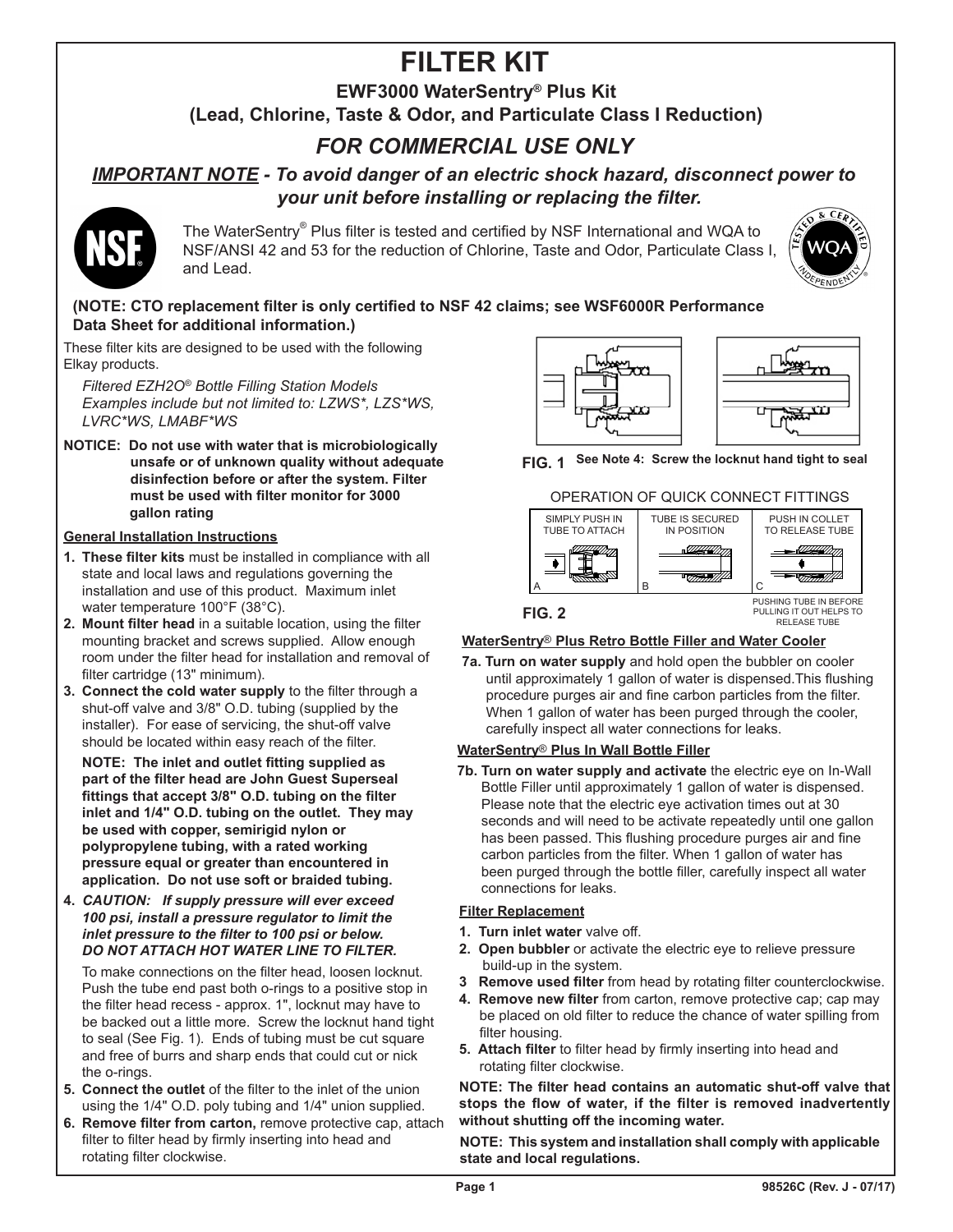# FILTER KIT

## EWF3000 WaterSentry® Plus Kit
## (Lead, Chlorine, Taste & Odor, and Particulate Class I Reduction)

## *FOR COMMERCIAL USE ONLY*

***IMPORTANT NOTE* - To avoid danger of an electric shock hazard, disconnect power to your unit before installing or replacing the filter.**

The WaterSentry® Plus filter is tested and certified by NSF International and WQA to NSF/ANSI 42 and 53 for the reduction of Chlorine, Taste and Odor, Particulate Class I, and Lead.

**(NOTE: CTO replacement filter is only certified to NSF 42 claims; see WSF6000R Performance Data Sheet for additional information.)**

These filter kits are designed to be used with the following Elkay products.

*Filtered EZH2O® Bottle Filling Station Models Examples include but not limited to: LZWS*, LZS*WS, LVRC*WS, LMABF*WS*

**NOTICE: Do not use with water that is microbiologically unsafe or of unknown quality without adequate disinfection before or after the system. Filter must be used with filter monitor for 3000 gallon rating**

**General Installation Instructions**

1. **These filter kits** must be installed in compliance with all state and local laws and regulations governing the installation and use of this product. Maximum inlet water temperature 100°F (38°C).
2. **Mount filter head** in a suitable location, using the filter mounting bracket and screws supplied. Allow enough room under the filter head for installation and removal of filter cartridge (13" minimum).
3. **Connect the cold water supply** to the filter through a shut-off valve and 3/8" O.D. tubing (supplied by the installer). For ease of servicing, the shut-off valve should be located within easy reach of the filter.

   **NOTE: The inlet and outlet fitting supplied as part of the filter head are John Guest Superseal fittings that accept 3/8" O.D. tubing on the filter inlet and 1/4" O.D. tubing on the outlet. They may be used with copper, semirigid nylon or polypropylene tubing, with a rated working pressure equal or greater than encountered in application. Do not use soft or braided tubing.**
4. ***CAUTION: If supply pressure will ever exceed 100 psi, install a pressure regulator to limit the inlet pressure to the filter to 100 psi or below. DO NOT ATTACH HOT WATER LINE TO FILTER.***

   To make connections on the filter head, loosen locknut. Push the tube end past both o-rings to a positive stop in the filter head recess - approx. 1", locknut may have to be backed out a little more. Screw the locknut hand tight to seal (See Fig. 1). Ends of tubing must be cut square and free of burrs and sharp ends that could cut or nick the o-rings.
5. **Connect the outlet** of the filter to the inlet of the union using the 1/4" O.D. poly tubing and 1/4" union supplied.
6. **Remove filter from carton,** remove protective cap, attach filter to filter head by firmly inserting into head and rotating filter clockwise.

**FIG. 1** See Note 4: Screw the locknut hand tight to seal

OPERATION OF QUICK CONNECT FITTINGS

A: SIMPLY PUSH IN TUBE TO ATTACH
B: TUBE IS SECURED IN POSITION
C: PUSH IN COLLET TO RELEASE TUBE

PUSHING TUBE IN BEFORE PULLING IT OUT HELPS TO RELEASE TUBE

**FIG. 2**

**WaterSentry® Plus Retro Bottle Filler and Water Cooler**

**7a. Turn on water supply** and hold open the bubbler on cooler until approximately 1 gallon of water is dispensed.This flushing procedure purges air and fine carbon particles from the filter. When 1 gallon of water has been purged through the cooler, carefully inspect all water connections for leaks.

**WaterSentry® Plus In Wall Bottle Filler**

**7b. Turn on water supply and activate** the electric eye on In-Wall Bottle Filler until approximately 1 gallon of water is dispensed. Please note that the electric eye activation times out at 30 seconds and will need to be activate repeatedly until one gallon has been passed. This flushing procedure purges air and fine carbon particles from the filter. When 1 gallon of water has been purged through the bottle filler, carefully inspect all water connections for leaks.

**Filter Replacement**

1. **Turn inlet water** valve off.
2. **Open bubbler** or activate the electric eye to relieve pressure build-up in the system.
3. **Remove used filter** from head by rotating filter counterclockwise.
4. **Remove new filter** from carton, remove protective cap; cap may be placed on old filter to reduce the chance of water spilling from filter housing.
5. **Attach filter** to filter head by firmly inserting into head and rotating filter clockwise.

**NOTE: The filter head contains an automatic shut-off valve that stops the flow of water, if the filter is removed inadvertently without shutting off the incoming water.**

**NOTE: This system and installation shall comply with applicable state and local regulations.**

98526C (Rev. J - 07/17)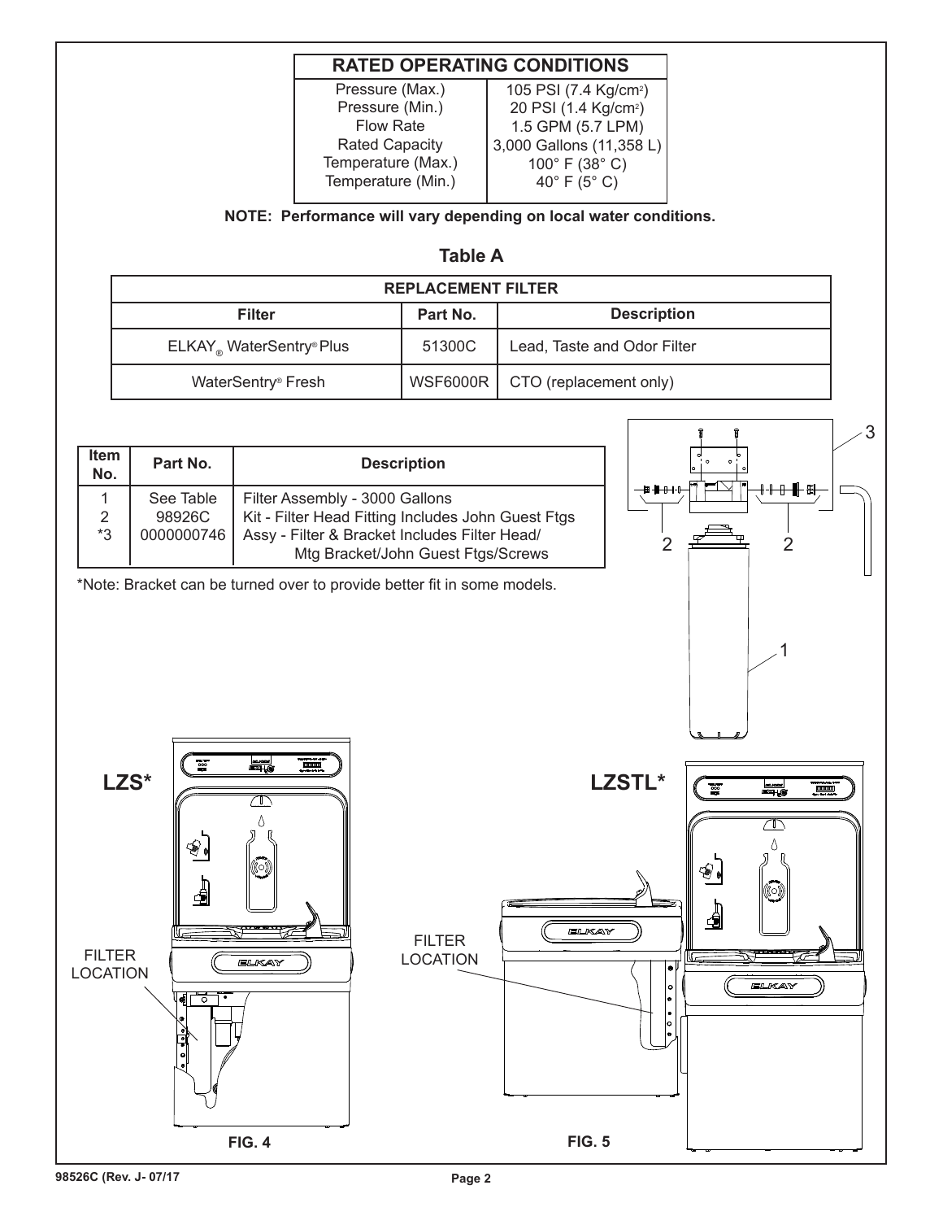| RATED OPERATING CONDITIONS | |
|---|---|
| Pressure (Max.) | 105 PSI (7.4 Kg/cm²) |
| Pressure (Min.) | 20 PSI (1.4 Kg/cm²) |
| Flow Rate | 1.5 GPM (5.7 LPM) |
| Rated Capacity | 3,000 Gallons (11,358 L) |
| Temperature (Max.) | 100° F (38° C) |
| Temperature (Min.) | 40° F (5° C) |

**NOTE: Performance will vary depending on local water conditions.**

**Table A**

| REPLACEMENT FILTER | | |
|---|---|---|
| **Filter** | **Part No.** | **Description** |
| ELKAY® WaterSentry® Plus | 51300C | Lead, Taste and Odor Filter |
| WaterSentry® Fresh | WSF6000R | CTO (replacement only) |

| Item No. | Part No. | Description |
|---|---|---|
| 1 | See Table | Filter Assembly - 3000 Gallons |
| 2 | 98926C | Kit - Filter Head Fitting Includes John Guest Ftgs |
| *3 | 0000000746 | Assy - Filter & Bracket Includes Filter Head/ Mtg Bracket/John Guest Ftgs/Screws |

*Note: Bracket can be turned over to provide better fit in some models.

LZS* — FILTER LOCATION

FIG. 4

LZSTL* — FILTER LOCATION

FIG. 5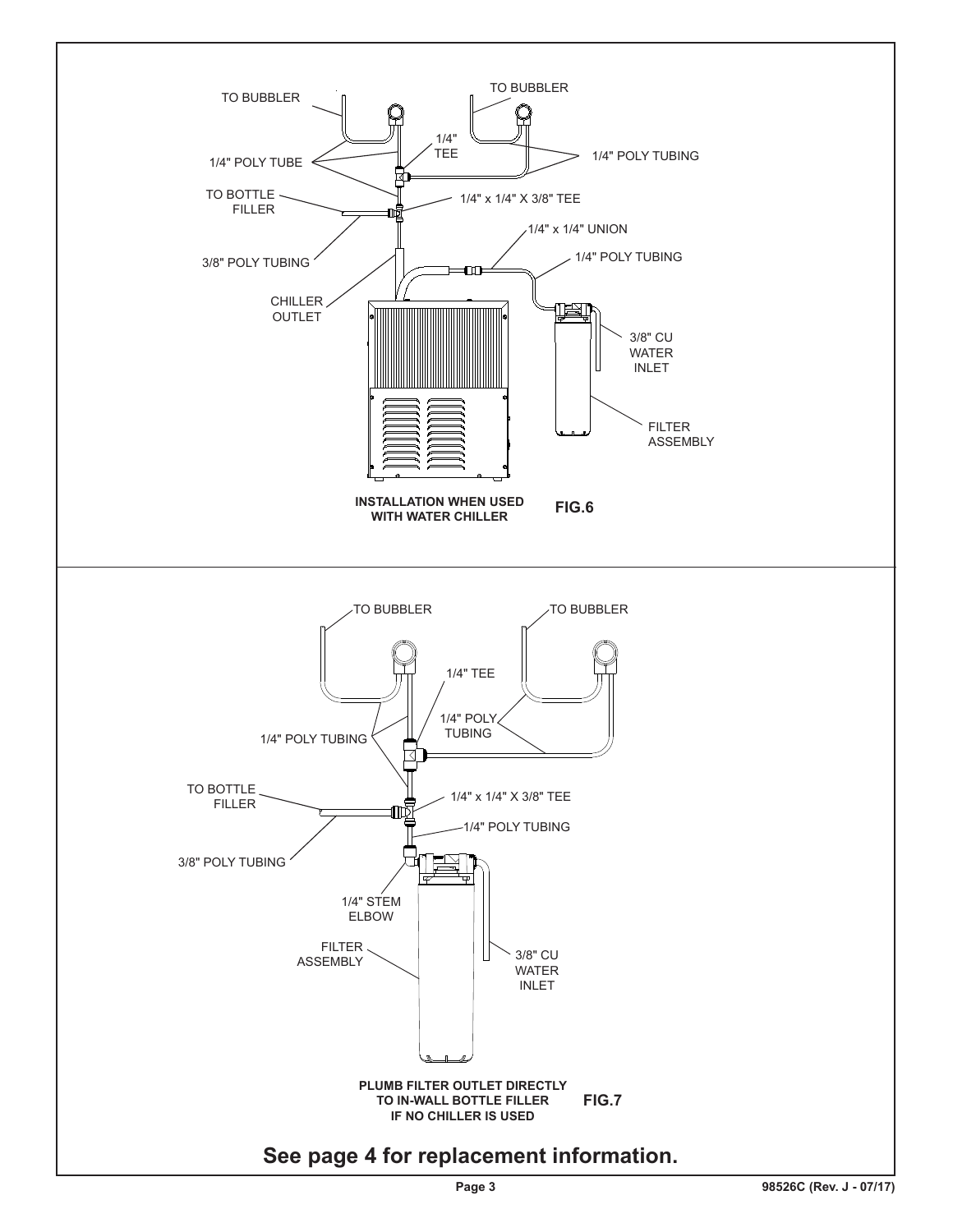TO BUBBLER

TO BUBBLER

1/4" TEE

1/4" POLY TUBE

1/4" POLY TUBING

TO BOTTLE FILLER

1/4" x 1/4" X 3/8" TEE

1/4" x 1/4" UNION

1/4" POLY TUBING

3/8" POLY TUBING

CHILLER OUTLET

3/8" CU WATER INLET

FILTER ASSEMBLY

**INSTALLATION WHEN USED WITH WATER CHILLER**

**FIG.6**

TO BUBBLER

TO BUBBLER

1/4" TEE

1/4" POLY TUBING

1/4" POLY TUBING

TO BOTTLE FILLER

1/4" x 1/4" X 3/8" TEE

1/4" POLY TUBING

3/8" POLY TUBING

1/4" STEM ELBOW

FILTER ASSEMBLY

3/8" CU WATER INLET

**PLUMB FILTER OUTLET DIRECTLY TO IN-WALL BOTTLE FILLER IF NO CHILLER IS USED**

**FIG.7**

## See page 4 for replacement information.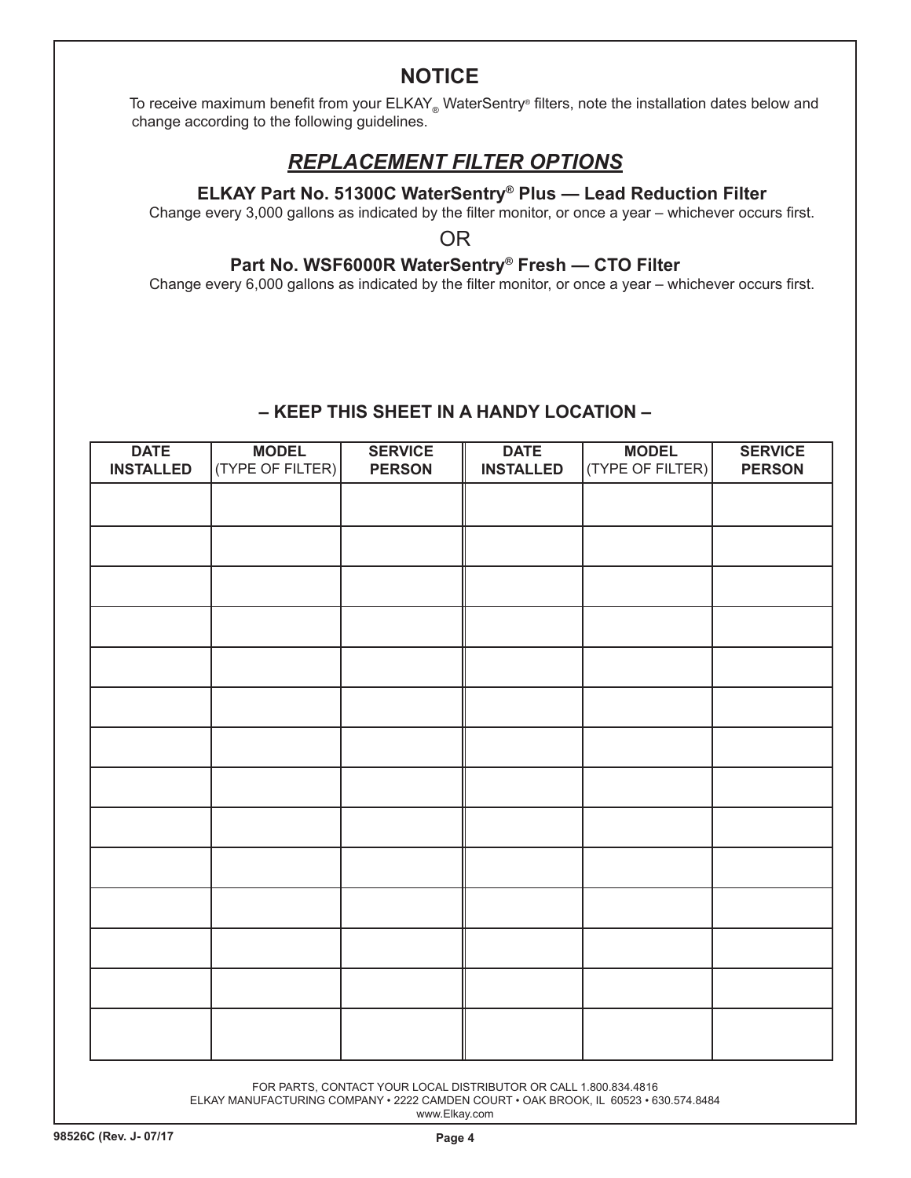## NOTICE

To receive maximum benefit from your ELKAY® WaterSentry® filters, note the installation dates below and change according to the following guidelines.

## *REPLACEMENT FILTER OPTIONS*

### ELKAY Part No. 51300C WaterSentry® Plus — Lead Reduction Filter

Change every 3,000 gallons as indicated by the filter monitor, or once a year – whichever occurs first.

OR

### Part No. WSF6000R WaterSentry® Fresh — CTO Filter

Change every 6,000 gallons as indicated by the filter monitor, or once a year – whichever occurs first.

**– KEEP THIS SHEET IN A HANDY LOCATION –**

| **DATE INSTALLED** | **MODEL** (TYPE OF FILTER) | **SERVICE PERSON** | **DATE INSTALLED** | **MODEL** (TYPE OF FILTER) | **SERVICE PERSON** |
|---|---|---|---|---|---|
| | | | | | |
| | | | | | |
| | | | | | |
| | | | | | |
| | | | | | |
| | | | | | |
| | | | | | |
| | | | | | |
| | | | | | |
| | | | | | |
| | | | | | |
| | | | | | |
| | | | | | |
| | | | | | |

FOR PARTS, CONTACT YOUR LOCAL DISTRIBUTOR OR CALL 1.800.834.4816
ELKAY MANUFACTURING COMPANY • 2222 CAMDEN COURT • OAK BROOK, IL 60523 • 630.574.8484
www.Elkay.com

98526C (Rev. J- 07/17